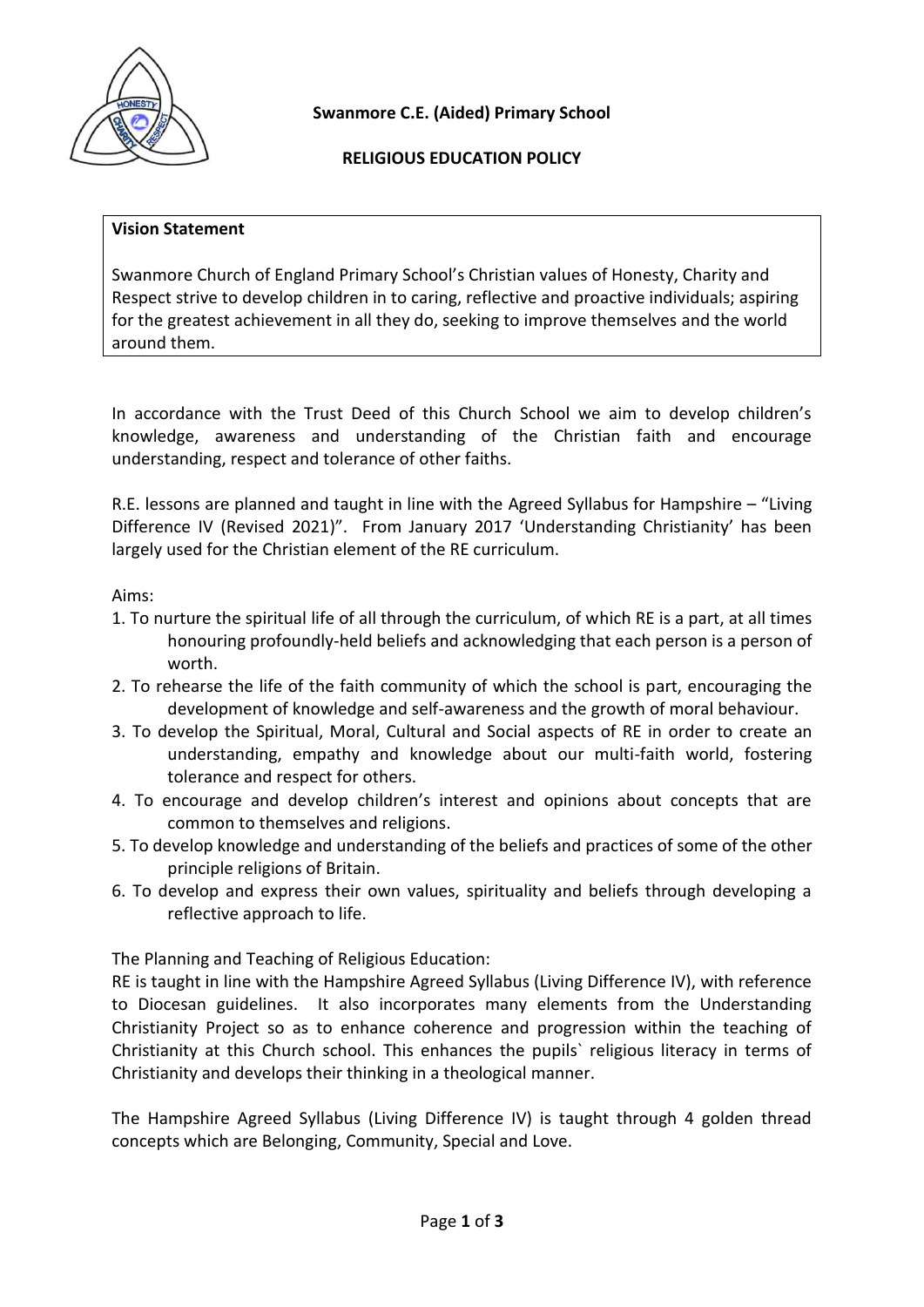**Swanmore C.E. (Aided) Primary School**

**RELIGIOUS EDUCATION POLICY**

**Vision Statement**

Swanmore Church of England Primary School's Christian values of Honesty, Charity and Respect strive to develop children in to caring, reflective and proactive individuals; aspiring for the greatest achievement in all they do, seeking to improve themselves and the world around them.

In accordance with the Trust Deed of this Church School we aim to develop children's knowledge, awareness and understanding of the Christian faith and encourage understanding, respect and tolerance of other faiths.

R.E. lessons are planned and taught in line with the Agreed Syllabus for Hampshire – "Living Difference IV (Revised 2021)". From January 2017 'Understanding Christianity' has been largely used for the Christian element of the RE curriculum.

Aims:

1. To nurture the spiritual life of all through the curriculum, of which RE is a part, at all times honouring profoundly-held beliefs and acknowledging that each person is a person of worth.
2. To rehearse the life of the faith community of which the school is part, encouraging the development of knowledge and self-awareness and the growth of moral behaviour.
3. To develop the Spiritual, Moral, Cultural and Social aspects of RE in order to create an understanding, empathy and knowledge about our multi-faith world, fostering tolerance and respect for others.
4. To encourage and develop children's interest and opinions about concepts that are common to themselves and religions.
5. To develop knowledge and understanding of the beliefs and practices of some of the other principle religions of Britain.
6. To develop and express their own values, spirituality and beliefs through developing a reflective approach to life.

The Planning and Teaching of Religious Education:

RE is taught in line with the Hampshire Agreed Syllabus (Living Difference IV), with reference to Diocesan guidelines. It also incorporates many elements from the Understanding Christianity Project so as to enhance coherence and progression within the teaching of Christianity at this Church school. This enhances the pupils` religious literacy in terms of Christianity and develops their thinking in a theological manner.

The Hampshire Agreed Syllabus (Living Difference IV) is taught through 4 golden thread concepts which are Belonging, Community, Special and Love.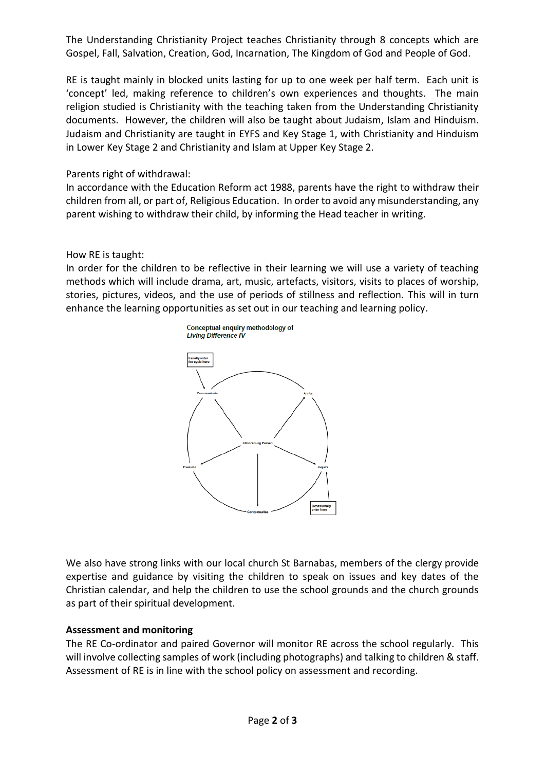The Understanding Christianity Project teaches Christianity through 8 concepts which are Gospel, Fall, Salvation, Creation, God, Incarnation, The Kingdom of God and People of God.

RE is taught mainly in blocked units lasting for up to one week per half term. Each unit is 'concept' led, making reference to children's own experiences and thoughts. The main religion studied is Christianity with the teaching taken from the Understanding Christianity documents. However, the children will also be taught about Judaism, Islam and Hinduism. Judaism and Christianity are taught in EYFS and Key Stage 1, with Christianity and Hinduism in Lower Key Stage 2 and Christianity and Islam at Upper Key Stage 2.

Parents right of withdrawal:
In accordance with the Education Reform act 1988, parents have the right to withdraw their children from all, or part of, Religious Education. In order to avoid any misunderstanding, any parent wishing to withdraw their child, by informing the Head teacher in writing.

How RE is taught:
In order for the children to be reflective in their learning we will use a variety of teaching methods which will include drama, art, music, artefacts, visitors, visits to places of worship, stories, pictures, videos, and the use of periods of stillness and reflection. This will in turn enhance the learning opportunities as set out in our teaching and learning policy.

**Conceptual enquiry methodology of *Living Difference IV***

Usually enter the cycle here → Communicate → Apply → Inquire → Contextualise → Evaluate → Communicate

Occasionally enter here → Inquire

Child/Young Person (centre)

We also have strong links with our local church St Barnabas, members of the clergy provide expertise and guidance by visiting the children to speak on issues and key dates of the Christian calendar, and help the children to use the school grounds and the church grounds as part of their spiritual development.

**Assessment and monitoring**

The RE Co-ordinator and paired Governor will monitor RE across the school regularly. This will involve collecting samples of work (including photographs) and talking to children & staff. Assessment of RE is in line with the school policy on assessment and recording.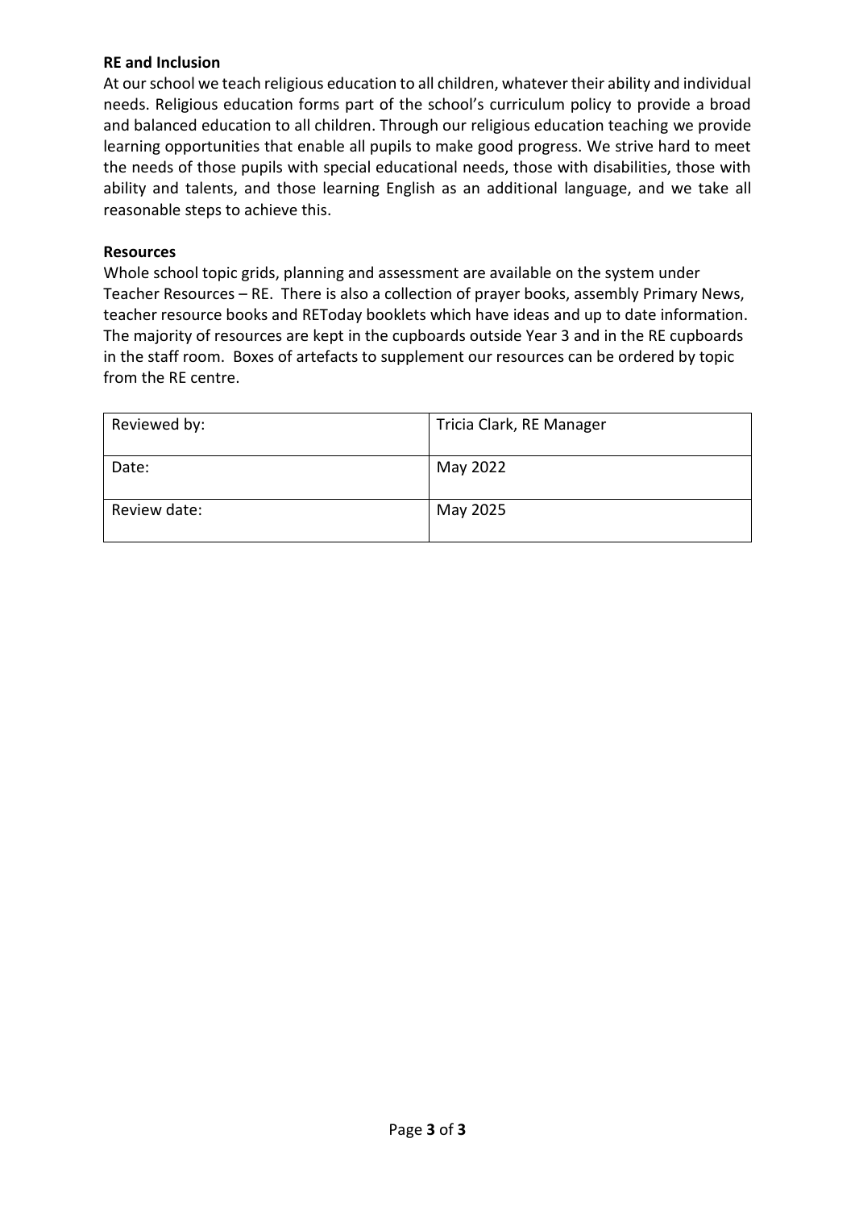**RE and Inclusion**

At our school we teach religious education to all children, whatever their ability and individual needs. Religious education forms part of the school's curriculum policy to provide a broad and balanced education to all children. Through our religious education teaching we provide learning opportunities that enable all pupils to make good progress. We strive hard to meet the needs of those pupils with special educational needs, those with disabilities, those with ability and talents, and those learning English as an additional language, and we take all reasonable steps to achieve this.

**Resources**

Whole school topic grids, planning and assessment are available on the system under Teacher Resources – RE. There is also a collection of prayer books, assembly Primary News, teacher resource books and REToday booklets which have ideas and up to date information. The majority of resources are kept in the cupboards outside Year 3 and in the RE cupboards in the staff room. Boxes of artefacts to supplement our resources can be ordered by topic from the RE centre.

| | |
|---|---|
| Reviewed by: | Tricia Clark, RE Manager |
| Date: | May 2022 |
| Review date: | May 2025 |